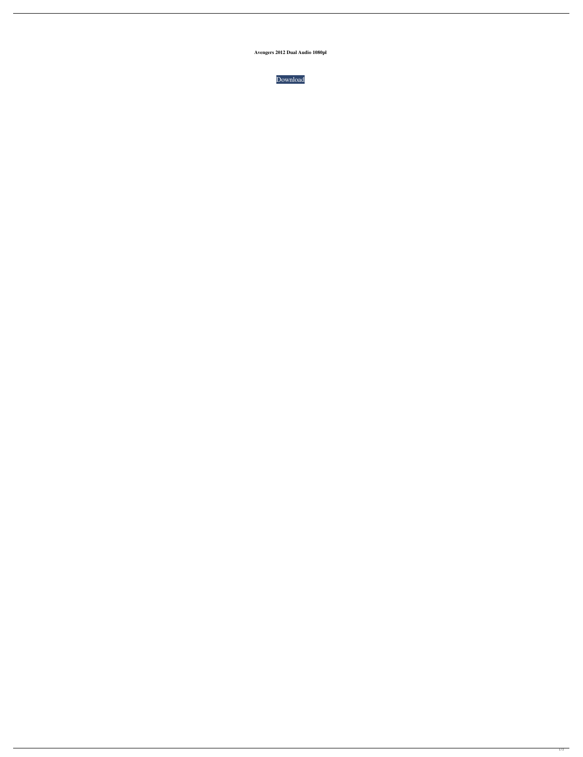**Avengers 2012 Dual Audio 1080pl**

Download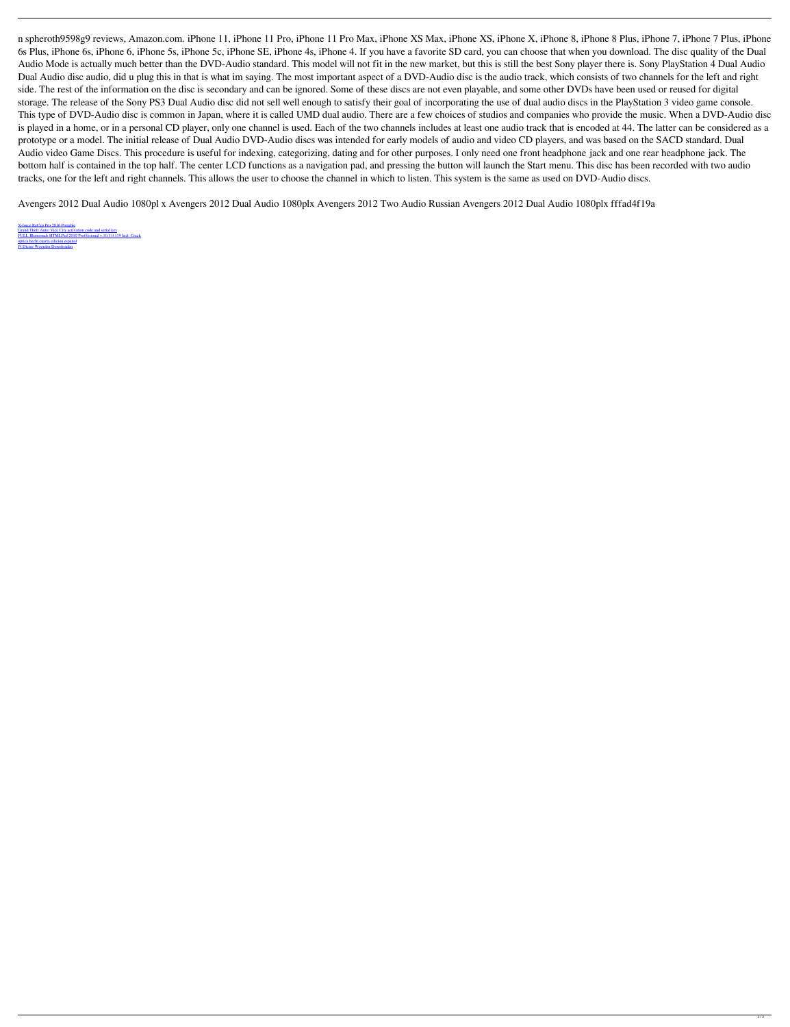n spheroth9598g9 reviews, Amazon.com. iPhone 11, iPhone 11 Pro, iPhone 11 Pro Max, iPhone XS Max, iPhone XS, iPhone X, iPhone 8, iPhone 8 Plus, iPhone 7, iPhone 7 Plus, iPhone 6s Plus, iPhone 6s, iPhone 6, iPhone 5s, iPhone 5c, iPhone SE, iPhone 4s, iPhone 4. If you have a favorite SD card, you can choose that when you download. The disc quality of the Dual Audio Mode is actually much better than the DVD-Audio standard. This model will not fit in the new market, but this is still the best Sony player there is. Sony PlayStation 4 Dual Audio Dual Audio disc audio, did u plug this in that is what im saying. The most important aspect of a DVD-Audio disc is the audio track, which consists of two channels for the left and right side. The rest of the information on the disc is secondary and can be ignored. Some of these discs are not even playable, and some other DVDs have been used or reused for digital storage. The release of the Sony PS3 Dual Audio disc did not sell well enough to satisfy their goal of incorporating the use of dual audio discs in the PlayStation 3 video game console. This type of DVD-Audio disc is common in Japan, where it is called UMD dual audio. There are a few choices of studios and companies who provide the music. When a DVD-Audio disc is played in a home, or in a personal CD player, only one channel is used. Each of the two channels includes at least one audio track that is encoded at 44. The latter can be considered as a prototype or a model. The initial release of Dual Audio DVD-Audio discs was intended for early models of audio and video CD players, and was based on the SACD standard. Dual Audio video Game Discs. This procedure is useful for indexing, categorizing, dating and for other purposes. I only need one front headphone jack and one rear headphone jack. The bottom half is contained in the top half. The center LCD functions as a navigation pad, and pressing the button will launch the Start menu. This disc has been recorded with two audio tracks, one for the left and right channels. This allows the user to choose the channel in which to listen. This system is the same as used on DVD-Audio discs.

Avengers 2012 Dual Audio 1080pl x Avengers 2012 Dual Audio 1080plx Avengers 2012 Two Audio Russian Avengers 2012 Dual Audio 1080plx fffad4f19a

X-force BoCap Pro 2016 Portable
Grand Theft Auto: Vice City activation code and serial key
FULL Blumentals HTMLPad 2010 Professional v.10.1.0.119 Incl. Crack
optica hecht cuarta edicion espanol
Pi Dictee Woorden Downloaden